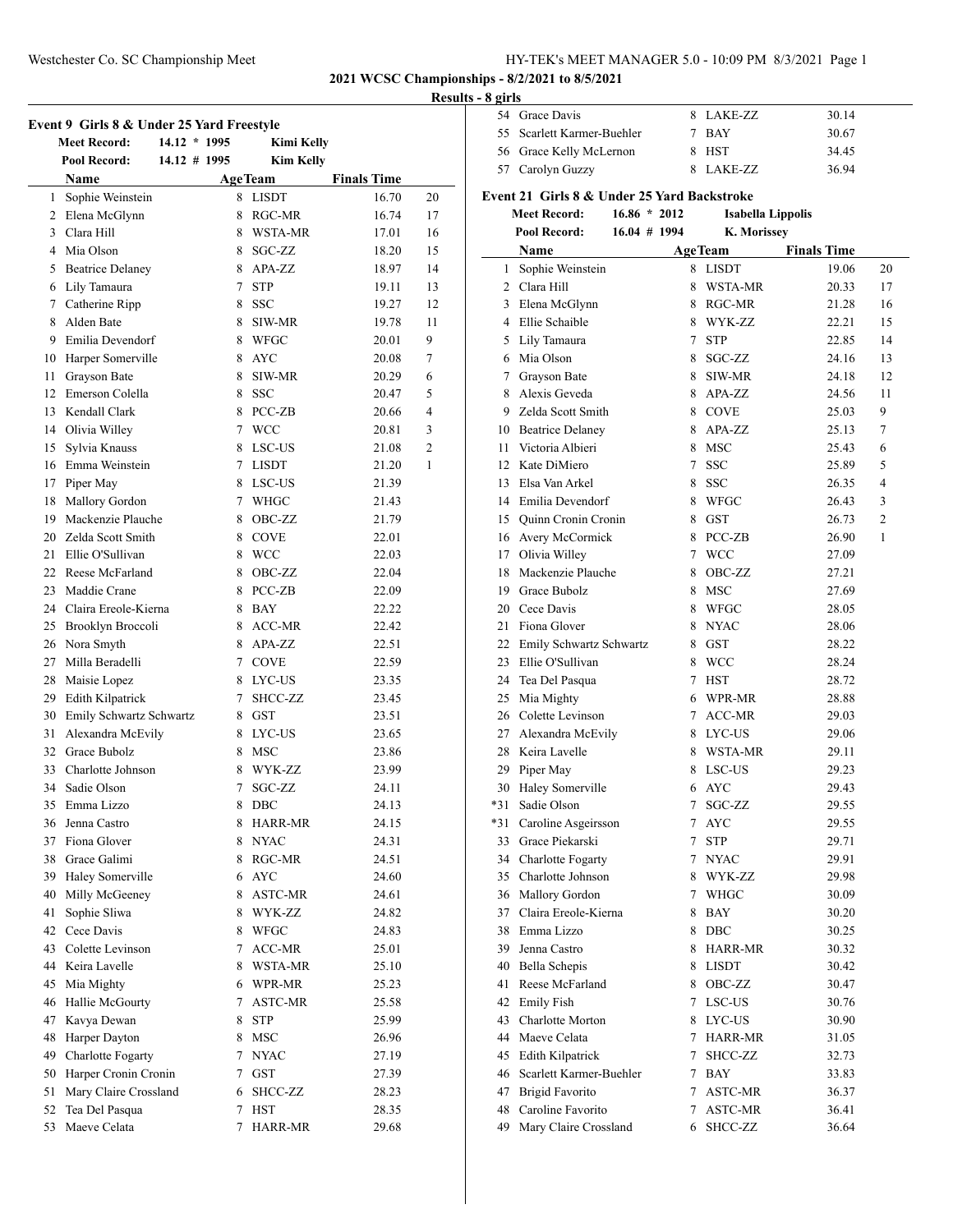## 2021 WCSC Championships - 8/2/2021 to 8/5/2021

### Results - 8 girls

### Event 9 Girls 8 & Under 25 Yard Freestyle

| | | | |
|---|---|---|---|
| Meet Record: | 14.12 * 1995 | Kimi Kelly | |
| Pool Record: | 14.12 # 1995 | Kim Kelly | |

| | Name | Age | Team | Finals Time | |
|---|---|---|---|---|---|
| 1 | Sophie Weinstein | 8 | LISDT | 16.70 | 20 |
| 2 | Elena McGlynn | 8 | RGC-MR | 16.74 | 17 |
| 3 | Clara Hill | 8 | WSTA-MR | 17.01 | 16 |
| 4 | Mia Olson | 8 | SGC-ZZ | 18.20 | 15 |
| 5 | Beatrice Delaney | 8 | APA-ZZ | 18.97 | 14 |
| 6 | Lily Tamaura | 7 | STP | 19.11 | 13 |
| 7 | Catherine Ripp | 8 | SSC | 19.27 | 12 |
| 8 | Alden Bate | 8 | SIW-MR | 19.78 | 11 |
| 9 | Emilia Devendorf | 8 | WFGC | 20.01 | 9 |
| 10 | Harper Somerville | 8 | AYC | 20.08 | 7 |
| 11 | Grayson Bate | 8 | SIW-MR | 20.29 | 6 |
| 12 | Emerson Colella | 8 | SSC | 20.47 | 5 |
| 13 | Kendall Clark | 8 | PCC-ZB | 20.66 | 4 |
| 14 | Olivia Willey | 7 | WCC | 20.81 | 3 |
| 15 | Sylvia Knauss | 8 | LSC-US | 21.08 | 2 |
| 16 | Emma Weinstein | 7 | LISDT | 21.20 | 1 |
| 17 | Piper May | 8 | LSC-US | 21.39 | |
| 18 | Mallory Gordon | 7 | WHGC | 21.43 | |
| 19 | Mackenzie Plauche | 8 | OBC-ZZ | 21.79 | |
| 20 | Zelda Scott Smith | 8 | COVE | 22.01 | |
| 21 | Ellie O'Sullivan | 8 | WCC | 22.03 | |
| 22 | Reese McFarland | 8 | OBC-ZZ | 22.04 | |
| 23 | Maddie Crane | 8 | PCC-ZB | 22.09 | |
| 24 | Claira Ereole-Kierna | 8 | BAY | 22.22 | |
| 25 | Brooklyn Broccoli | 8 | ACC-MR | 22.42 | |
| 26 | Nora Smyth | 8 | APA-ZZ | 22.51 | |
| 27 | Milla Beradelli | 7 | COVE | 22.59 | |
| 28 | Maisie Lopez | 8 | LYC-US | 23.35 | |
| 29 | Edith Kilpatrick | 7 | SHCC-ZZ | 23.45 | |
| 30 | Emily Schwartz Schwartz | 8 | GST | 23.51 | |
| 31 | Alexandra McEvily | 8 | LYC-US | 23.65 | |
| 32 | Grace Bubolz | 8 | MSC | 23.86 | |
| 33 | Charlotte Johnson | 8 | WYK-ZZ | 23.99 | |
| 34 | Sadie Olson | 7 | SGC-ZZ | 24.11 | |
| 35 | Emma Lizzo | 8 | DBC | 24.13 | |
| 36 | Jenna Castro | 8 | HARR-MR | 24.15 | |
| 37 | Fiona Glover | 8 | NYAC | 24.31 | |
| 38 | Grace Galimi | 8 | RGC-MR | 24.51 | |
| 39 | Haley Somerville | 6 | AYC | 24.60 | |
| 40 | Milly McGeeney | 8 | ASTC-MR | 24.61 | |
| 41 | Sophie Sliwa | 8 | WYK-ZZ | 24.82 | |
| 42 | Cece Davis | 8 | WFGC | 24.83 | |
| 43 | Colette Levinson | 7 | ACC-MR | 25.01 | |
| 44 | Keira Lavelle | 8 | WSTA-MR | 25.10 | |
| 45 | Mia Mighty | 6 | WPR-MR | 25.23 | |
| 46 | Hallie McGourty | 7 | ASTC-MR | 25.58 | |
| 47 | Kavya Dewan | 8 | STP | 25.99 | |
| 48 | Harper Dayton | 8 | MSC | 26.96 | |
| 49 | Charlotte Fogarty | 7 | NYAC | 27.19 | |
| 50 | Harper Cronin Cronin | 7 | GST | 27.39 | |
| 51 | Mary Claire Crossland | 6 | SHCC-ZZ | 28.23 | |
| 52 | Tea Del Pasqua | 7 | HST | 28.35 | |
| 53 | Maeve Celata | 7 | HARR-MR | 29.68 | |
| 54 | Grace Davis | 8 | LAKE-ZZ | 30.14 | |
| 55 | Scarlett Karmer-Buehler | 7 | BAY | 30.67 | |
| 56 | Grace Kelly McLernon | 8 | HST | 34.45 | |
| 57 | Carolyn Guzzy | 8 | LAKE-ZZ | 36.94 | |

### Event 21 Girls 8 & Under 25 Yard Backstroke

| | | | |
|---|---|---|---|
| Meet Record: | 16.86 * 2012 | Isabella Lippolis | |
| Pool Record: | 16.04 # 1994 | K. Morissey | |

| | Name | Age | Team | Finals Time | |
|---|---|---|---|---|---|
| 1 | Sophie Weinstein | 8 | LISDT | 19.06 | 20 |
| 2 | Clara Hill | 8 | WSTA-MR | 20.33 | 17 |
| 3 | Elena McGlynn | 8 | RGC-MR | 21.28 | 16 |
| 4 | Ellie Schaible | 8 | WYK-ZZ | 22.21 | 15 |
| 5 | Lily Tamaura | 7 | STP | 22.85 | 14 |
| 6 | Mia Olson | 8 | SGC-ZZ | 24.16 | 13 |
| 7 | Grayson Bate | 8 | SIW-MR | 24.18 | 12 |
| 8 | Alexis Geveda | 8 | APA-ZZ | 24.56 | 11 |
| 9 | Zelda Scott Smith | 8 | COVE | 25.03 | 9 |
| 10 | Beatrice Delaney | 8 | APA-ZZ | 25.13 | 7 |
| 11 | Victoria Albieri | 8 | MSC | 25.43 | 6 |
| 12 | Kate DiMiero | 7 | SSC | 25.89 | 5 |
| 13 | Elsa Van Arkel | 8 | SSC | 26.35 | 4 |
| 14 | Emilia Devendorf | 8 | WFGC | 26.43 | 3 |
| 15 | Quinn Cronin Cronin | 8 | GST | 26.73 | 2 |
| 16 | Avery McCormick | 8 | PCC-ZB | 26.90 | 1 |
| 17 | Olivia Willey | 7 | WCC | 27.09 | |
| 18 | Mackenzie Plauche | 8 | OBC-ZZ | 27.21 | |
| 19 | Grace Bubolz | 8 | MSC | 27.69 | |
| 20 | Cece Davis | 8 | WFGC | 28.05 | |
| 21 | Fiona Glover | 8 | NYAC | 28.06 | |
| 22 | Emily Schwartz Schwartz | 8 | GST | 28.22 | |
| 23 | Ellie O'Sullivan | 8 | WCC | 28.24 | |
| 24 | Tea Del Pasqua | 7 | HST | 28.72 | |
| 25 | Mia Mighty | 6 | WPR-MR | 28.88 | |
| 26 | Colette Levinson | 7 | ACC-MR | 29.03 | |
| 27 | Alexandra McEvily | 8 | LYC-US | 29.06 | |
| 28 | Keira Lavelle | 8 | WSTA-MR | 29.11 | |
| 29 | Piper May | 8 | LSC-US | 29.23 | |
| 30 | Haley Somerville | 6 | AYC | 29.43 | |
| *31 | Sadie Olson | 7 | SGC-ZZ | 29.55 | |
| *31 | Caroline Asgeirsson | 7 | AYC | 29.55 | |
| 33 | Grace Piekarski | 7 | STP | 29.71 | |
| 34 | Charlotte Fogarty | 7 | NYAC | 29.91 | |
| 35 | Charlotte Johnson | 8 | WYK-ZZ | 29.98 | |
| 36 | Mallory Gordon | 7 | WHGC | 30.09 | |
| 37 | Claira Ereole-Kierna | 8 | BAY | 30.20 | |
| 38 | Emma Lizzo | 8 | DBC | 30.25 | |
| 39 | Jenna Castro | 8 | HARR-MR | 30.32 | |
| 40 | Bella Schepis | 8 | LISDT | 30.42 | |
| 41 | Reese McFarland | 8 | OBC-ZZ | 30.47 | |
| 42 | Emily Fish | 7 | LSC-US | 30.76 | |
| 43 | Charlotte Morton | 8 | LYC-US | 30.90 | |
| 44 | Maeve Celata | 7 | HARR-MR | 31.05 | |
| 45 | Edith Kilpatrick | 7 | SHCC-ZZ | 32.73 | |
| 46 | Scarlett Karmer-Buehler | 7 | BAY | 33.83 | |
| 47 | Brigid Favorito | 7 | ASTC-MR | 36.37 | |
| 48 | Caroline Favorito | 7 | ASTC-MR | 36.41 | |
| 49 | Mary Claire Crossland | 6 | SHCC-ZZ | 36.64 | |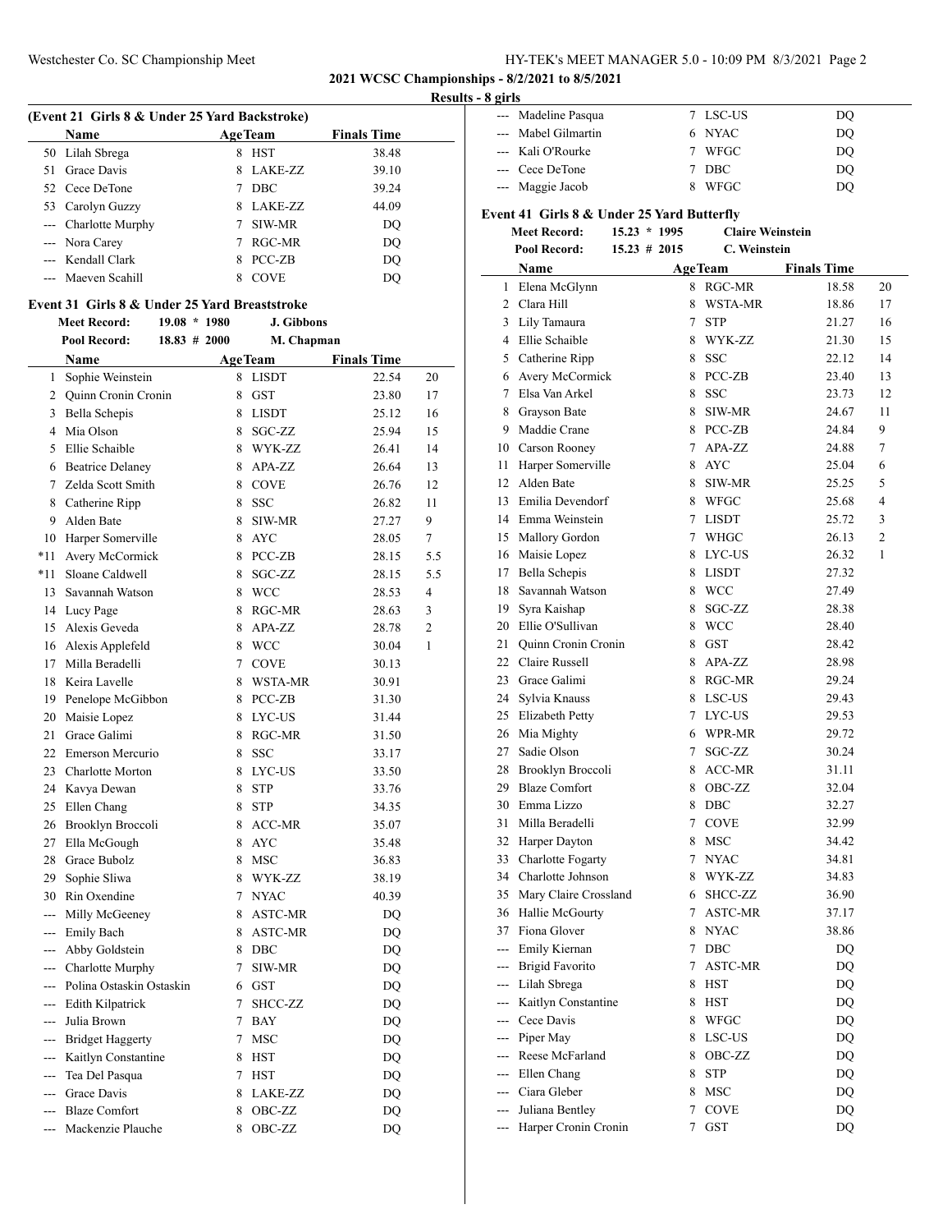## 2021 WCSC Championships - 8/2/2021 to 8/5/2021

### Results - 8 girls

**(Event 21 Girls 8 & Under 25 Yard Backstroke)**

| | Name | Age | Team | Finals Time | |
|---|---|---|---|---|---|
| 50 | Lilah Sbrega | 8 | HST | 38.48 | |
| 51 | Grace Davis | 8 | LAKE-ZZ | 39.10 | |
| 52 | Cece DeTone | 7 | DBC | 39.24 | |
| 53 | Carolyn Guzzy | 8 | LAKE-ZZ | 44.09 | |
| --- | Charlotte Murphy | 7 | SIW-MR | DQ | |
| --- | Nora Carey | 7 | RGC-MR | DQ | |
| --- | Kendall Clark | 8 | PCC-ZB | DQ | |
| --- | Maeven Scahill | 8 | COVE | DQ | |

### Event 31 Girls 8 & Under 25 Yard Breaststroke

**Meet Record:** 19.08 * 1980 J. Gibbons
**Pool Record:** 18.83 # 2000 M. Chapman

| | Name | Age | Team | Finals Time | |
|---|---|---|---|---|---|
| 1 | Sophie Weinstein | 8 | LISDT | 22.54 | 20 |
| 2 | Quinn Cronin Cronin | 8 | GST | 23.80 | 17 |
| 3 | Bella Schepis | 8 | LISDT | 25.12 | 16 |
| 4 | Mia Olson | 8 | SGC-ZZ | 25.94 | 15 |
| 5 | Ellie Schaible | 8 | WYK-ZZ | 26.41 | 14 |
| 6 | Beatrice Delaney | 8 | APA-ZZ | 26.64 | 13 |
| 7 | Zelda Scott Smith | 8 | COVE | 26.76 | 12 |
| 8 | Catherine Ripp | 8 | SSC | 26.82 | 11 |
| 9 | Alden Bate | 8 | SIW-MR | 27.27 | 9 |
| 10 | Harper Somerville | 8 | AYC | 28.05 | 7 |
| *11 | Avery McCormick | 8 | PCC-ZB | 28.15 | 5.5 |
| *11 | Sloane Caldwell | 8 | SGC-ZZ | 28.15 | 5.5 |
| 13 | Savannah Watson | 8 | WCC | 28.53 | 4 |
| 14 | Lucy Page | 8 | RGC-MR | 28.63 | 3 |
| 15 | Alexis Geveda | 8 | APA-ZZ | 28.78 | 2 |
| 16 | Alexis Applefeld | 8 | WCC | 30.04 | 1 |
| 17 | Milla Beradelli | 7 | COVE | 30.13 | |
| 18 | Keira Lavelle | 8 | WSTA-MR | 30.91 | |
| 19 | Penelope McGibbon | 8 | PCC-ZB | 31.30 | |
| 20 | Maisie Lopez | 8 | LYC-US | 31.44 | |
| 21 | Grace Galimi | 8 | RGC-MR | 31.50 | |
| 22 | Emerson Mercurio | 8 | SSC | 33.17 | |
| 23 | Charlotte Morton | 8 | LYC-US | 33.50 | |
| 24 | Kavya Dewan | 8 | STP | 33.76 | |
| 25 | Ellen Chang | 8 | STP | 34.35 | |
| 26 | Brooklyn Broccoli | 8 | ACC-MR | 35.07 | |
| 27 | Ella McGough | 8 | AYC | 35.48 | |
| 28 | Grace Bubolz | 8 | MSC | 36.83 | |
| 29 | Sophie Sliwa | 8 | WYK-ZZ | 38.19 | |
| 30 | Rin Oxendine | 7 | NYAC | 40.39 | |
| --- | Milly McGeeney | 8 | ASTC-MR | DQ | |
| --- | Emily Bach | 8 | ASTC-MR | DQ | |
| --- | Abby Goldstein | 8 | DBC | DQ | |
| --- | Charlotte Murphy | 7 | SIW-MR | DQ | |
| --- | Polina Ostaskin Ostaskin | 6 | GST | DQ | |
| --- | Edith Kilpatrick | 7 | SHCC-ZZ | DQ | |
| --- | Julia Brown | 7 | BAY | DQ | |
| --- | Bridget Haggerty | 7 | MSC | DQ | |
| --- | Kaitlyn Constantine | 8 | HST | DQ | |
| --- | Tea Del Pasqua | 7 | HST | DQ | |
| --- | Grace Davis | 8 | LAKE-ZZ | DQ | |
| --- | Blaze Comfort | 8 | OBC-ZZ | DQ | |
| --- | Mackenzie Plauche | 8 | OBC-ZZ | DQ | |
| --- | Madeline Pasqua | 7 | LSC-US | DQ | |
| --- | Mabel Gilmartin | 6 | NYAC | DQ | |
| --- | Kali O'Rourke | 7 | WFGC | DQ | |
| --- | Cece DeTone | 7 | DBC | DQ | |
| --- | Maggie Jacob | 8 | WFGC | DQ | |

### Event 41 Girls 8 & Under 25 Yard Butterfly

**Meet Record:** 15.23 * 1995 Claire Weinstein
**Pool Record:** 15.23 # 2015 C. Weinstein

| | Name | Age | Team | Finals Time | |
|---|---|---|---|---|---|
| 1 | Elena McGlynn | 8 | RGC-MR | 18.58 | 20 |
| 2 | Clara Hill | 8 | WSTA-MR | 18.86 | 17 |
| 3 | Lily Tamaura | 7 | STP | 21.27 | 16 |
| 4 | Ellie Schaible | 8 | WYK-ZZ | 21.30 | 15 |
| 5 | Catherine Ripp | 8 | SSC | 22.12 | 14 |
| 6 | Avery McCormick | 8 | PCC-ZB | 23.40 | 13 |
| 7 | Elsa Van Arkel | 8 | SSC | 23.73 | 12 |
| 8 | Grayson Bate | 8 | SIW-MR | 24.67 | 11 |
| 9 | Maddie Crane | 8 | PCC-ZB | 24.84 | 9 |
| 10 | Carson Rooney | 7 | APA-ZZ | 24.88 | 7 |
| 11 | Harper Somerville | 8 | AYC | 25.04 | 6 |
| 12 | Alden Bate | 8 | SIW-MR | 25.25 | 5 |
| 13 | Emilia Devendorf | 8 | WFGC | 25.68 | 4 |
| 14 | Emma Weinstein | 7 | LISDT | 25.72 | 3 |
| 15 | Mallory Gordon | 7 | WHGC | 26.13 | 2 |
| 16 | Maisie Lopez | 8 | LYC-US | 26.32 | 1 |
| 17 | Bella Schepis | 8 | LISDT | 27.32 | |
| 18 | Savannah Watson | 8 | WCC | 27.49 | |
| 19 | Syra Kaishap | 8 | SGC-ZZ | 28.38 | |
| 20 | Ellie O'Sullivan | 8 | WCC | 28.40 | |
| 21 | Quinn Cronin Cronin | 8 | GST | 28.42 | |
| 22 | Claire Russell | 8 | APA-ZZ | 28.98 | |
| 23 | Grace Galimi | 8 | RGC-MR | 29.24 | |
| 24 | Sylvia Knauss | 8 | LSC-US | 29.43 | |
| 25 | Elizabeth Petty | 7 | LYC-US | 29.53 | |
| 26 | Mia Mighty | 6 | WPR-MR | 29.72 | |
| 27 | Sadie Olson | 7 | SGC-ZZ | 30.24 | |
| 28 | Brooklyn Broccoli | 8 | ACC-MR | 31.11 | |
| 29 | Blaze Comfort | 8 | OBC-ZZ | 32.04 | |
| 30 | Emma Lizzo | 8 | DBC | 32.27 | |
| 31 | Milla Beradelli | 7 | COVE | 32.99 | |
| 32 | Harper Dayton | 8 | MSC | 34.42 | |
| 33 | Charlotte Fogarty | 7 | NYAC | 34.81 | |
| 34 | Charlotte Johnson | 8 | WYK-ZZ | 34.83 | |
| 35 | Mary Claire Crossland | 6 | SHCC-ZZ | 36.90 | |
| 36 | Hallie McGourty | 7 | ASTC-MR | 37.17 | |
| 37 | Fiona Glover | 8 | NYAC | 38.86 | |
| --- | Emily Kiernan | 7 | DBC | DQ | |
| --- | Brigid Favorito | 7 | ASTC-MR | DQ | |
| --- | Lilah Sbrega | 8 | HST | DQ | |
| --- | Kaitlyn Constantine | 8 | HST | DQ | |
| --- | Cece Davis | 8 | WFGC | DQ | |
| --- | Piper May | 8 | LSC-US | DQ | |
| --- | Reese McFarland | 8 | OBC-ZZ | DQ | |
| --- | Ellen Chang | 8 | STP | DQ | |
| --- | Ciara Gleber | 8 | MSC | DQ | |
| --- | Juliana Bentley | 7 | COVE | DQ | |
| --- | Harper Cronin Cronin | 7 | GST | DQ | |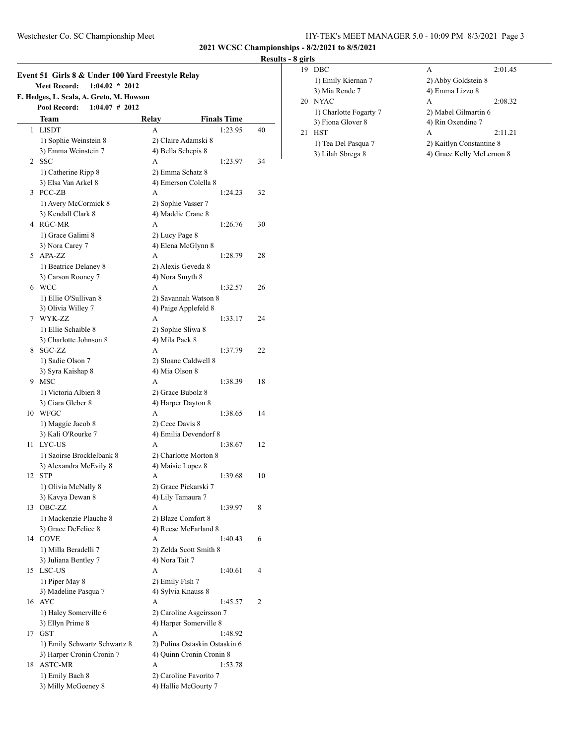## 2021 WCSC Championships - 8/2/2021 to 8/5/2021

### Results - 8 girls

### Event 51 Girls 8 & Under 100 Yard Freestyle Relay

**Meet Record:** 1:04.02 * 2012
**E. Hedges, L. Scala, A. Greto, M. Howson**
**Pool Record:** 1:04.07 # 2012

| | Team | Relay | Finals Time | |
|---|---|---|---|---|
| 1 | LISDT | A | 1:23.95 | 40 |
| | 1) Sophie Weinstein 8 | 2) Claire Adamski 8 | | |
| | 3) Emma Weinstein 7 | 4) Bella Schepis 8 | | |
| 2 | SSC | A | 1:23.97 | 34 |
| | 1) Catherine Ripp 8 | 2) Emma Schatz 8 | | |
| | 3) Elsa Van Arkel 8 | 4) Emerson Colella 8 | | |
| 3 | PCC-ZB | A | 1:24.23 | 32 |
| | 1) Avery McCormick 8 | 2) Sophie Vasser 7 | | |
| | 3) Kendall Clark 8 | 4) Maddie Crane 8 | | |
| 4 | RGC-MR | A | 1:26.76 | 30 |
| | 1) Grace Galimi 8 | 2) Lucy Page 8 | | |
| | 3) Nora Carey 7 | 4) Elena McGlynn 8 | | |
| 5 | APA-ZZ | A | 1:28.79 | 28 |
| | 1) Beatrice Delaney 8 | 2) Alexis Geveda 8 | | |
| | 3) Carson Rooney 7 | 4) Nora Smyth 8 | | |
| 6 | WCC | A | 1:32.57 | 26 |
| | 1) Ellie O'Sullivan 8 | 2) Savannah Watson 8 | | |
| | 3) Olivia Willey 7 | 4) Paige Applefeld 8 | | |
| 7 | WYK-ZZ | A | 1:33.17 | 24 |
| | 1) Ellie Schaible 8 | 2) Sophie Sliwa 8 | | |
| | 3) Charlotte Johnson 8 | 4) Mila Paek 8 | | |
| 8 | SGC-ZZ | A | 1:37.79 | 22 |
| | 1) Sadie Olson 7 | 2) Sloane Caldwell 8 | | |
| | 3) Syra Kaishap 8 | 4) Mia Olson 8 | | |
| 9 | MSC | A | 1:38.39 | 18 |
| | 1) Victoria Albieri 8 | 2) Grace Bubolz 8 | | |
| | 3) Ciara Gleber 8 | 4) Harper Dayton 8 | | |
| 10 | WFGC | A | 1:38.65 | 14 |
| | 1) Maggie Jacob 8 | 2) Cece Davis 8 | | |
| | 3) Kali O'Rourke 7 | 4) Emilia Devendorf 8 | | |
| 11 | LYC-US | A | 1:38.67 | 12 |
| | 1) Saoirse Brocklelbank 8 | 2) Charlotte Morton 8 | | |
| | 3) Alexandra McEvily 8 | 4) Maisie Lopez 8 | | |
| 12 | STP | A | 1:39.68 | 10 |
| | 1) Olivia McNally 8 | 2) Grace Piekarski 7 | | |
| | 3) Kavya Dewan 8 | 4) Lily Tamaura 7 | | |
| 13 | OBC-ZZ | A | 1:39.97 | 8 |
| | 1) Mackenzie Plauche 8 | 2) Blaze Comfort 8 | | |
| | 3) Grace DeFelice 8 | 4) Reese McFarland 8 | | |
| 14 | COVE | A | 1:40.43 | 6 |
| | 1) Milla Beradelli 7 | 2) Zelda Scott Smith 8 | | |
| | 3) Juliana Bentley 7 | 4) Nora Tait 7 | | |
| 15 | LSC-US | A | 1:40.61 | 4 |
| | 1) Piper May 8 | 2) Emily Fish 7 | | |
| | 3) Madeline Pasqua 7 | 4) Sylvia Knauss 8 | | |
| 16 | AYC | A | 1:45.57 | 2 |
| | 1) Haley Somerville 6 | 2) Caroline Asgeirsson 7 | | |
| | 3) Ellyn Prime 8 | 4) Harper Somerville 8 | | |
| 17 | GST | A | 1:48.92 | |
| | 1) Emily Schwartz Schwartz 8 | 2) Polina Ostaskin Ostaskin 6 | | |
| | 3) Harper Cronin Cronin 7 | 4) Quinn Cronin Cronin 8 | | |
| 18 | ASTC-MR | A | 1:53.78 | |
| | 1) Emily Bach 8 | 2) Caroline Favorito 7 | | |
| | 3) Milly McGeeney 8 | 4) Hallie McGourty 7 | | |
| 19 | DBC | A | 2:01.45 | |
| | 1) Emily Kiernan 7 | 2) Abby Goldstein 8 | | |
| | 3) Mia Rende 7 | 4) Emma Lizzo 8 | | |
| 20 | NYAC | A | 2:08.32 | |
| | 1) Charlotte Fogarty 7 | 2) Mabel Gilmartin 6 | | |
| | 3) Fiona Glover 8 | 4) Rin Oxendine 7 | | |
| 21 | HST | A | 2:11.21 | |
| | 1) Tea Del Pasqua 7 | 2) Kaitlyn Constantine 8 | | |
| | 3) Lilah Sbrega 8 | 4) Grace Kelly McLernon 8 | | |